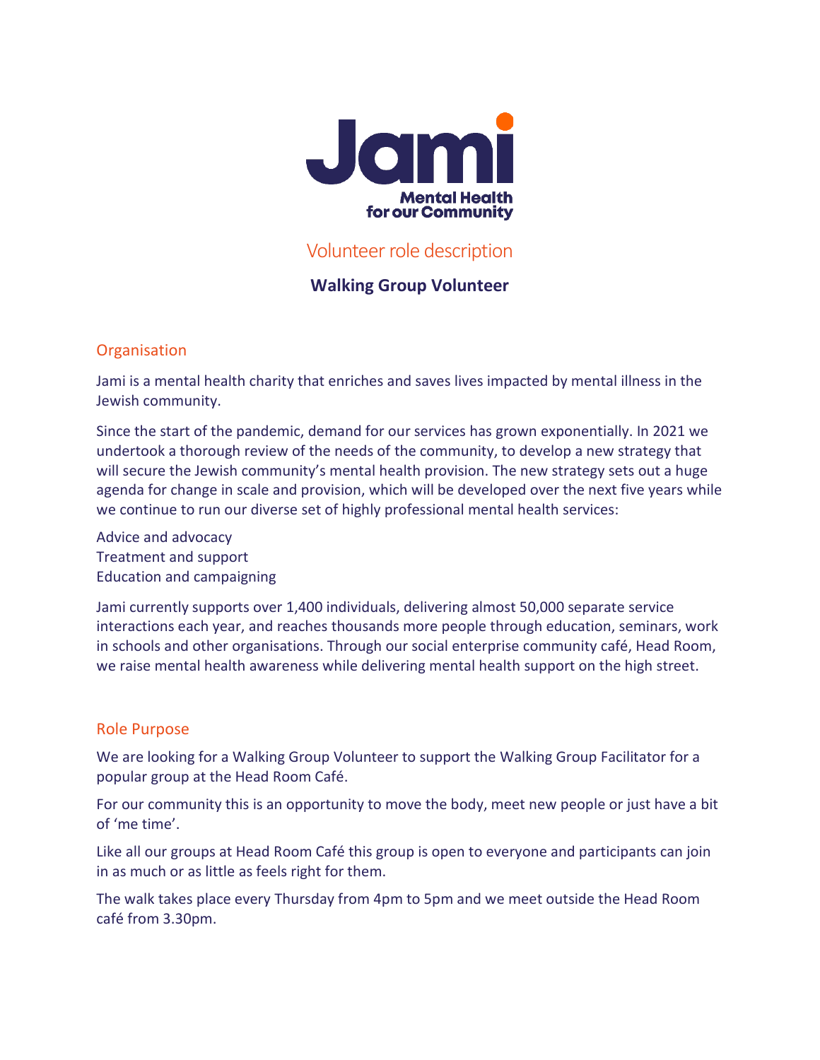Jami

Mental Health for our Community

# Volunteer role description

## Walking Group Volunteer

### Organisation

Jami is a mental health charity that enriches and saves lives impacted by mental illness in the Jewish community.

Since the start of the pandemic, demand for our services has grown exponentially. In 2021 we undertook a thorough review of the needs of the community, to develop a new strategy that will secure the Jewish community's mental health provision. The new strategy sets out a huge agenda for change in scale and provision, which will be developed over the next five years while we continue to run our diverse set of highly professional mental health services:

Advice and advocacy
Treatment and support
Education and campaigning

Jami currently supports over 1,400 individuals, delivering almost 50,000 separate service interactions each year, and reaches thousands more people through education, seminars, work in schools and other organisations. Through our social enterprise community café, Head Room, we raise mental health awareness while delivering mental health support on the high street.

### Role Purpose

We are looking for a Walking Group Volunteer to support the Walking Group Facilitator for a popular group at the Head Room Café.

For our community this is an opportunity to move the body, meet new people or just have a bit of 'me time'.

Like all our groups at Head Room Café this group is open to everyone and participants can join in as much or as little as feels right for them.

The walk takes place every Thursday from 4pm to 5pm and we meet outside the Head Room café from 3.30pm.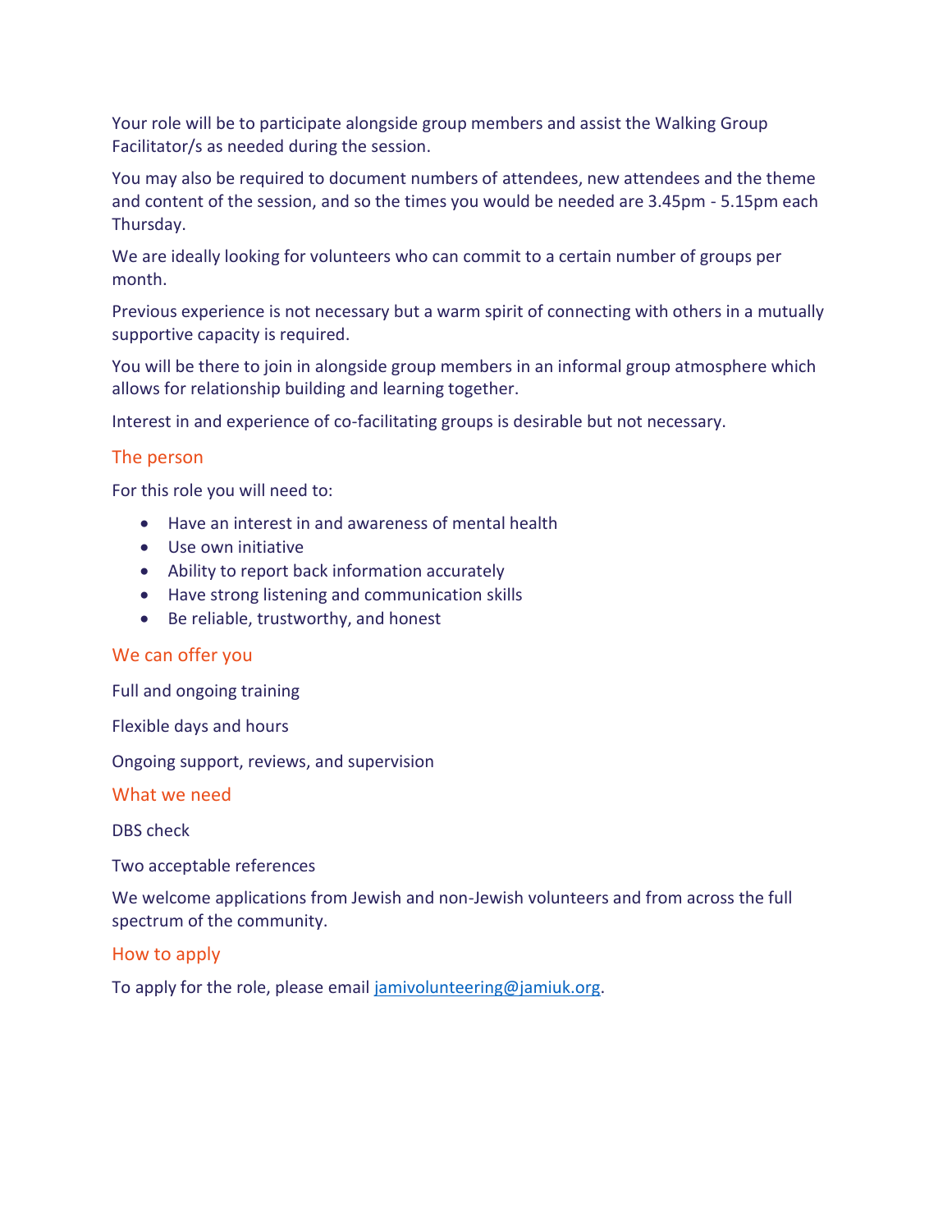Your role will be to participate alongside group members and assist the Walking Group Facilitator/s as needed during the session.

You may also be required to document numbers of attendees, new attendees and the theme and content of the session, and so the times you would be needed are 3.45pm - 5.15pm each Thursday.

We are ideally looking for volunteers who can commit to a certain number of groups per month.

Previous experience is not necessary but a warm spirit of connecting with others in a mutually supportive capacity is required.

You will be there to join in alongside group members in an informal group atmosphere which allows for relationship building and learning together.

Interest in and experience of co-facilitating groups is desirable but not necessary.

## The person

For this role you will need to:

- Have an interest in and awareness of mental health
- Use own initiative
- Ability to report back information accurately
- Have strong listening and communication skills
- Be reliable, trustworthy, and honest

## We can offer you

Full and ongoing training

Flexible days and hours

Ongoing support, reviews, and supervision

## What we need

DBS check

Two acceptable references

We welcome applications from Jewish and non-Jewish volunteers and from across the full spectrum of the community.

## How to apply

To apply for the role, please email [jamivolunteering@jamiuk.org](mailto:jamivolunteering@jamiuk.org).